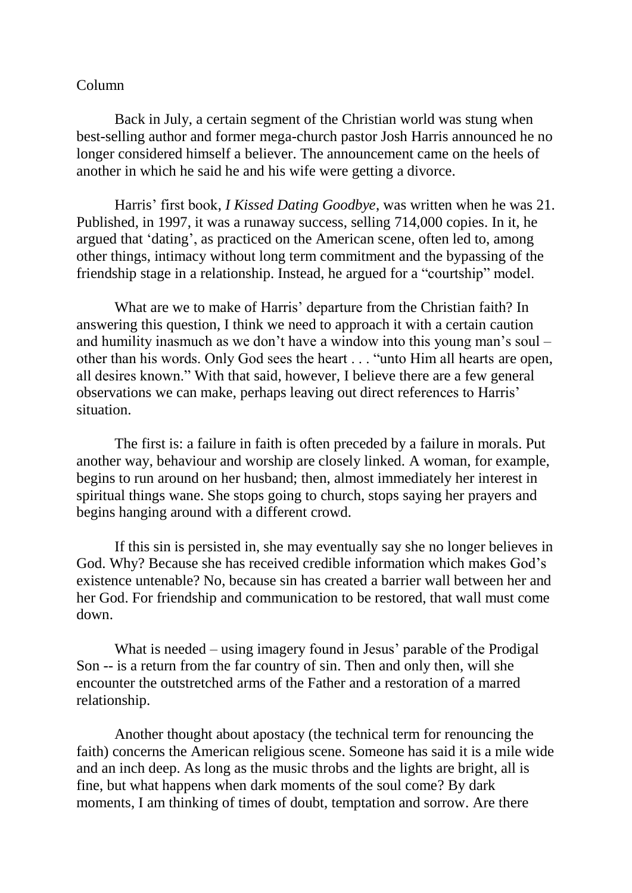Column

Back in July, a certain segment of the Christian world was stung when best-selling author and former mega-church pastor Josh Harris announced he no longer considered himself a believer. The announcement came on the heels of another in which he said he and his wife were getting a divorce.

Harris' first book, *I Kissed Dating Goodbye*, was written when he was 21. Published, in 1997, it was a runaway success, selling 714,000 copies. In it, he argued that 'dating', as practiced on the American scene, often led to, among other things, intimacy without long term commitment and the bypassing of the friendship stage in a relationship. Instead, he argued for a "courtship" model.

What are we to make of Harris' departure from the Christian faith? In answering this question, I think we need to approach it with a certain caution and humility inasmuch as we don't have a window into this young man's soul – other than his words. Only God sees the heart . . . "unto Him all hearts are open, all desires known." With that said, however, I believe there are a few general observations we can make, perhaps leaving out direct references to Harris' situation.

The first is: a failure in faith is often preceded by a failure in morals. Put another way, behaviour and worship are closely linked. A woman, for example, begins to run around on her husband; then, almost immediately her interest in spiritual things wane. She stops going to church, stops saying her prayers and begins hanging around with a different crowd.

If this sin is persisted in, she may eventually say she no longer believes in God. Why? Because she has received credible information which makes God's existence untenable? No, because sin has created a barrier wall between her and her God. For friendship and communication to be restored, that wall must come down.

What is needed – using imagery found in Jesus' parable of the Prodigal Son -- is a return from the far country of sin. Then and only then, will she encounter the outstretched arms of the Father and a restoration of a marred relationship.

Another thought about apostacy (the technical term for renouncing the faith) concerns the American religious scene. Someone has said it is a mile wide and an inch deep. As long as the music throbs and the lights are bright, all is fine, but what happens when dark moments of the soul come? By dark moments, I am thinking of times of doubt, temptation and sorrow. Are there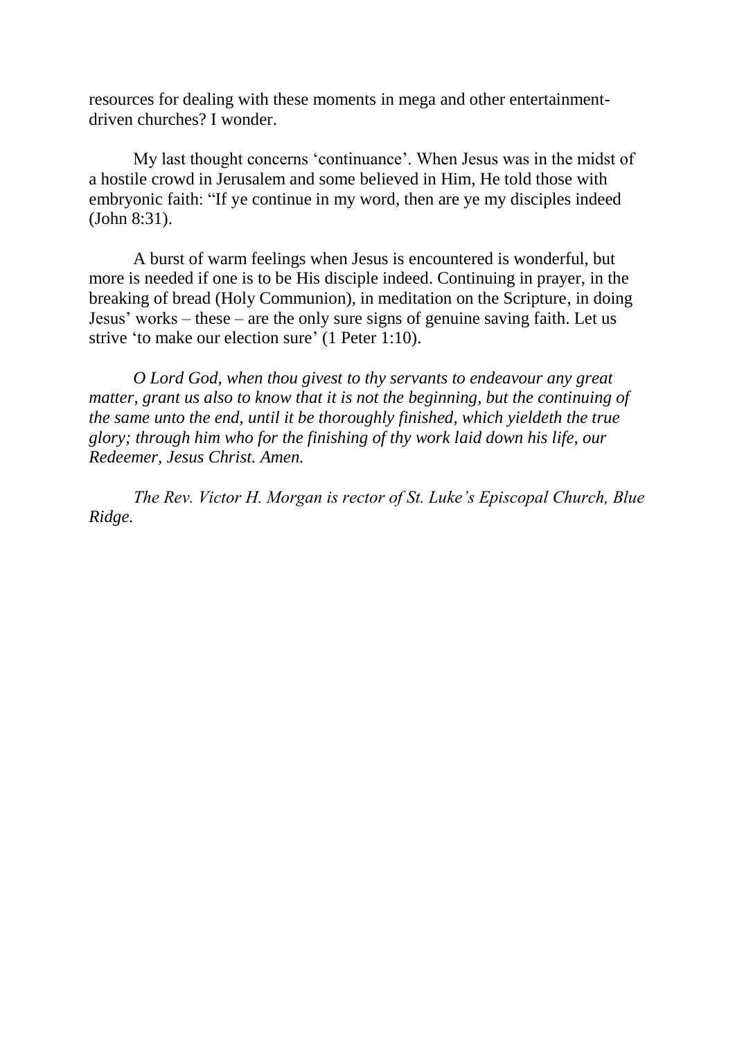resources for dealing with these moments in mega and other entertainment-driven churches? I wonder.

My last thought concerns 'continuance'. When Jesus was in the midst of a hostile crowd in Jerusalem and some believed in Him, He told those with embryonic faith: "If ye continue in my word, then are ye my disciples indeed (John 8:31).

A burst of warm feelings when Jesus is encountered is wonderful, but more is needed if one is to be His disciple indeed. Continuing in prayer, in the breaking of bread (Holy Communion), in meditation on the Scripture, in doing Jesus' works – these – are the only sure signs of genuine saving faith. Let us strive 'to make our election sure' (1 Peter 1:10).

*O Lord God, when thou givest to thy servants to endeavour any great matter, grant us also to know that it is not the beginning, but the continuing of the same unto the end, until it be thoroughly finished, which yieldeth the true glory; through him who for the finishing of thy work laid down his life, our Redeemer, Jesus Christ. Amen.*

*The Rev. Victor H. Morgan is rector of St. Luke's Episcopal Church, Blue Ridge.*